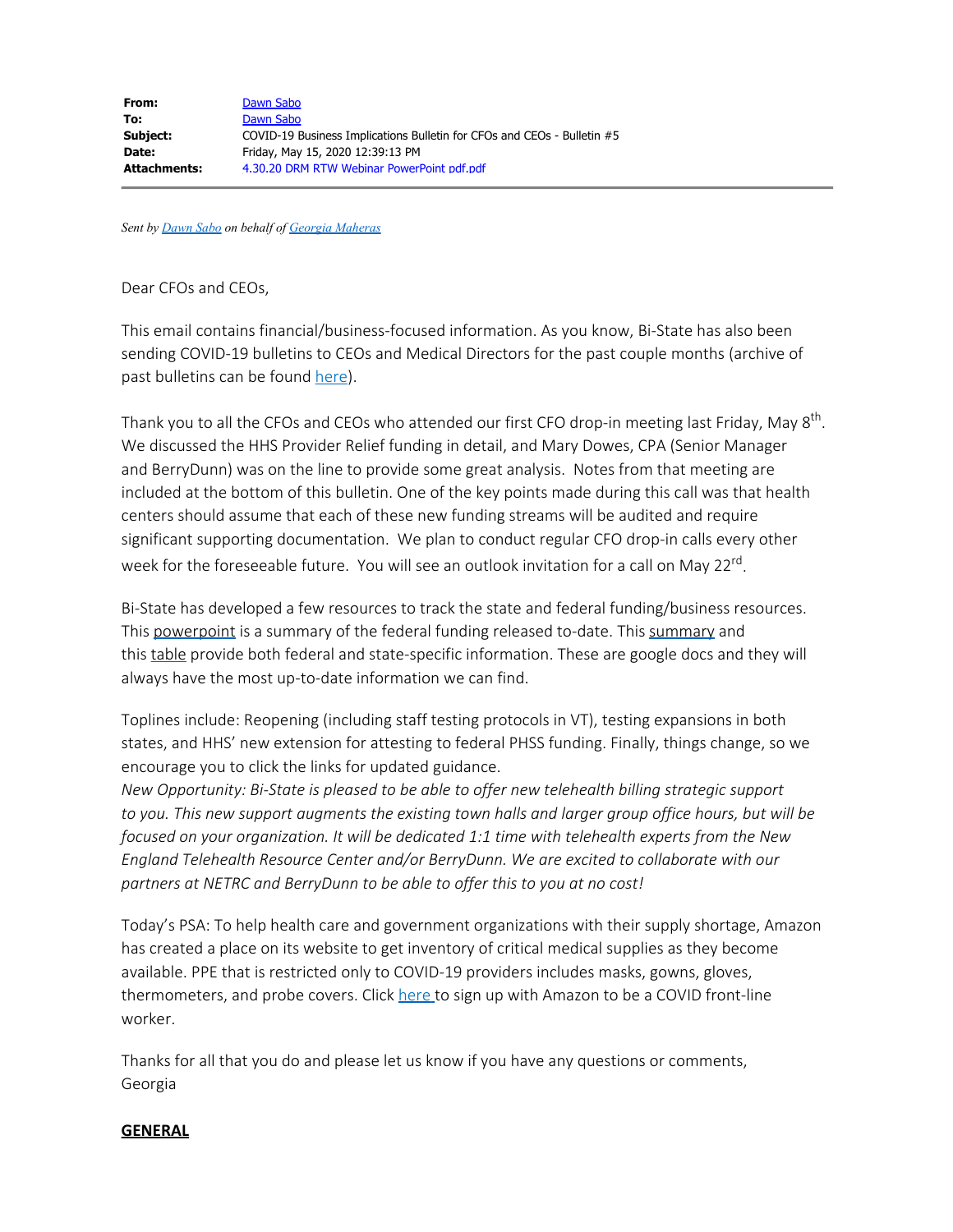| | |
|---|---|
| **From:** | Dawn Sabo |
| **To:** | Dawn Sabo |
| **Subject:** | COVID-19 Business Implications Bulletin for CFOs and CEOs - Bulletin #5 |
| **Date:** | Friday, May 15, 2020 12:39:13 PM |
| **Attachments:** | 4.30.20 DRM RTW Webinar PowerPoint pdf.pdf |

*Sent by Dawn Sabo on behalf of Georgia Maheras*

Dear CFOs and CEOs,

This email contains financial/business-focused information. As you know, Bi-State has also been sending COVID-19 bulletins to CEOs and Medical Directors for the past couple months (archive of past bulletins can be found here).

Thank you to all the CFOs and CEOs who attended our first CFO drop-in meeting last Friday, May 8th. We discussed the HHS Provider Relief funding in detail, and Mary Dowes, CPA (Senior Manager and BerryDunn) was on the line to provide some great analysis. Notes from that meeting are included at the bottom of this bulletin. One of the key points made during this call was that health centers should assume that each of these new funding streams will be audited and require significant supporting documentation. We plan to conduct regular CFO drop-in calls every other week for the foreseeable future. You will see an outlook invitation for a call on May 22rd.

Bi-State has developed a few resources to track the state and federal funding/business resources. This powerpoint is a summary of the federal funding released to-date. This summary and this table provide both federal and state-specific information. These are google docs and they will always have the most up-to-date information we can find.

Toplines include: Reopening (including staff testing protocols in VT), testing expansions in both states, and HHS' new extension for attesting to federal PHSS funding. Finally, things change, so we encourage you to click the links for updated guidance.

*New Opportunity: Bi-State is pleased to be able to offer new telehealth billing strategic support to you. This new support augments the existing town halls and larger group office hours, but will be focused on your organization. It will be dedicated 1:1 time with telehealth experts from the New England Telehealth Resource Center and/or BerryDunn. We are excited to collaborate with our partners at NETRC and BerryDunn to be able to offer this to you at no cost!*

Today's PSA: To help health care and government organizations with their supply shortage, Amazon has created a place on its website to get inventory of critical medical supplies as they become available. PPE that is restricted only to COVID-19 providers includes masks, gowns, gloves, thermometers, and probe covers. Click here to sign up with Amazon to be a COVID front-line worker.

Thanks for all that you do and please let us know if you have any questions or comments,
Georgia

## GENERAL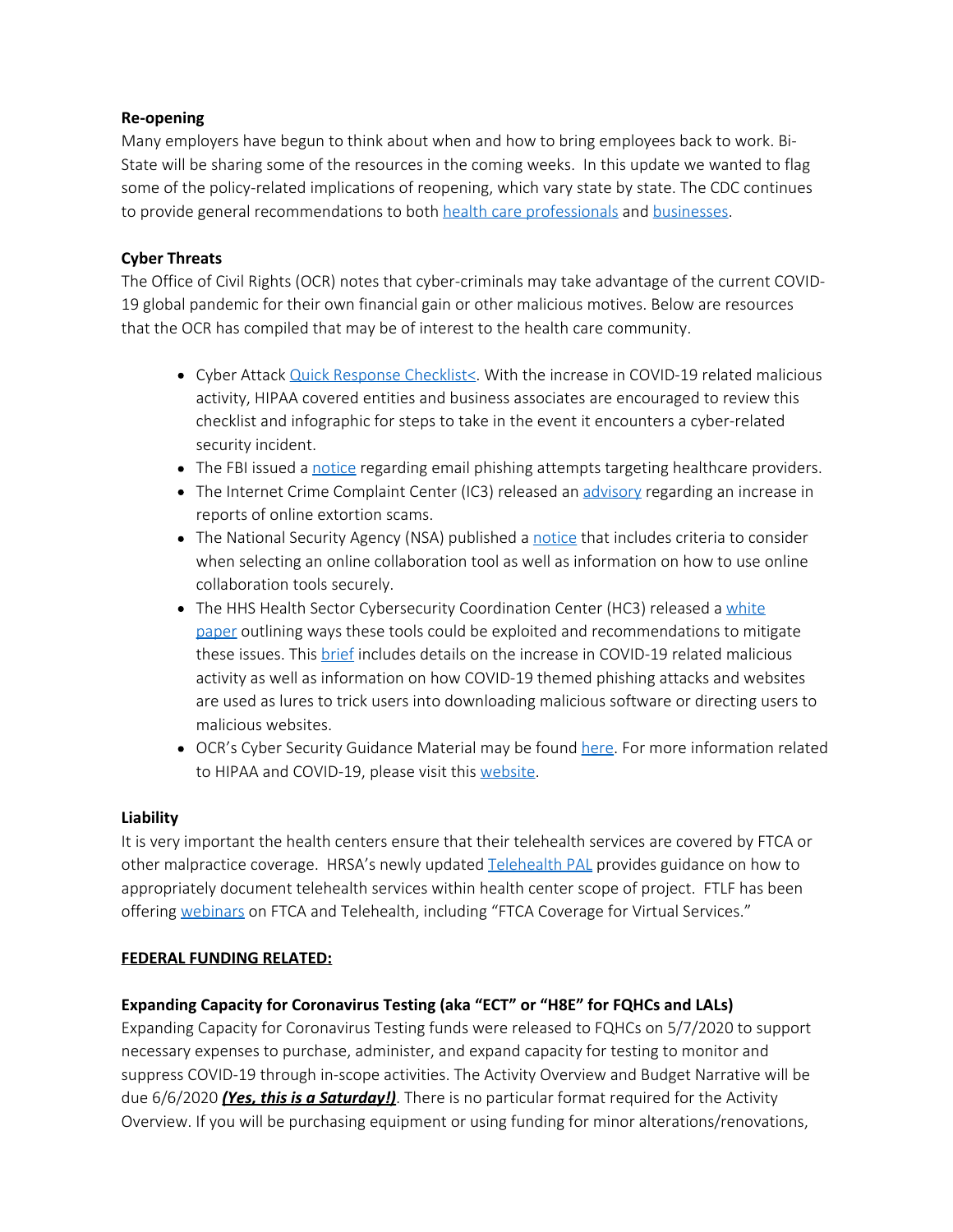**Re-opening**

Many employers have begun to think about when and how to bring employees back to work. Bi-State will be sharing some of the resources in the coming weeks. In this update we wanted to flag some of the policy-related implications of reopening, which vary state by state. The CDC continues to provide general recommendations to both health care professionals and businesses.

**Cyber Threats**

The Office of Civil Rights (OCR) notes that cyber-criminals may take advantage of the current COVID-19 global pandemic for their own financial gain or other malicious motives. Below are resources that the OCR has compiled that may be of interest to the health care community.

- Cyber Attack Quick Response Checklist<. With the increase in COVID-19 related malicious activity, HIPAA covered entities and business associates are encouraged to review this checklist and infographic for steps to take in the event it encounters a cyber-related security incident.
- The FBI issued a notice regarding email phishing attempts targeting healthcare providers.
- The Internet Crime Complaint Center (IC3) released an advisory regarding an increase in reports of online extortion scams.
- The National Security Agency (NSA) published a notice that includes criteria to consider when selecting an online collaboration tool as well as information on how to use online collaboration tools securely.
- The HHS Health Sector Cybersecurity Coordination Center (HC3) released a white paper outlining ways these tools could be exploited and recommendations to mitigate these issues. This brief includes details on the increase in COVID-19 related malicious activity as well as information on how COVID-19 themed phishing attacks and websites are used as lures to trick users into downloading malicious software or directing users to malicious websites.
- OCR's Cyber Security Guidance Material may be found here. For more information related to HIPAA and COVID-19, please visit this website.

**Liability**

It is very important the health centers ensure that their telehealth services are covered by FTCA or other malpractice coverage. HRSA's newly updated Telehealth PAL provides guidance on how to appropriately document telehealth services within health center scope of project. FTLF has been offering webinars on FTCA and Telehealth, including "FTCA Coverage for Virtual Services."

**FEDERAL FUNDING RELATED:**

**Expanding Capacity for Coronavirus Testing (aka "ECT" or "H8E" for FQHCs and LALs)**

Expanding Capacity for Coronavirus Testing funds were released to FQHCs on 5/7/2020 to support necessary expenses to purchase, administer, and expand capacity for testing to monitor and suppress COVID-19 through in-scope activities. The Activity Overview and Budget Narrative will be due 6/6/2020 ***(Yes, this is a Saturday!)***. There is no particular format required for the Activity Overview. If you will be purchasing equipment or using funding for minor alterations/renovations,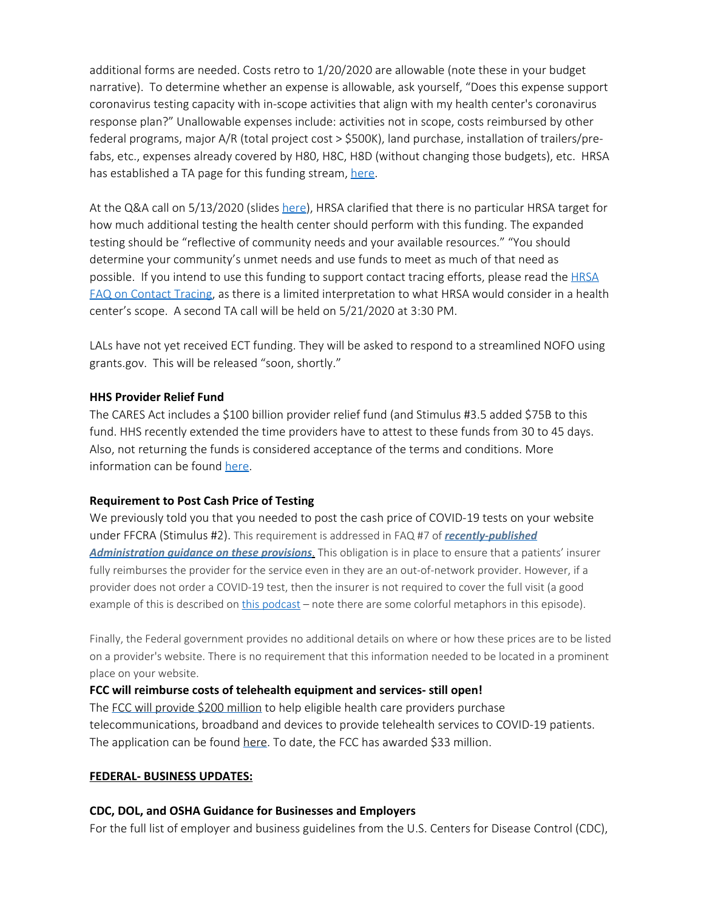additional forms are needed. Costs retro to 1/20/2020 are allowable (note these in your budget narrative). To determine whether an expense is allowable, ask yourself, "Does this expense support coronavirus testing capacity with in-scope activities that align with my health center's coronavirus response plan?" Unallowable expenses include: activities not in scope, costs reimbursed by other federal programs, major A/R (total project cost > $500K), land purchase, installation of trailers/pre-fabs, etc., expenses already covered by H80, H8C, H8D (without changing those budgets), etc. HRSA has established a TA page for this funding stream, here.

At the Q&A call on 5/13/2020 (slides here), HRSA clarified that there is no particular HRSA target for how much additional testing the health center should perform with this funding. The expanded testing should be "reflective of community needs and your available resources." "You should determine your community's unmet needs and use funds to meet as much of that need as possible. If you intend to use this funding to support contact tracing efforts, please read the HRSA FAQ on Contact Tracing, as there is a limited interpretation to what HRSA would consider in a health center's scope. A second TA call will be held on 5/21/2020 at 3:30 PM.

LALs have not yet received ECT funding. They will be asked to respond to a streamlined NOFO using grants.gov. This will be released "soon, shortly."

**HHS Provider Relief Fund**

The CARES Act includes a $100 billion provider relief fund (and Stimulus #3.5 added $75B to this fund. HHS recently extended the time providers have to attest to these funds from 30 to 45 days. Also, not returning the funds is considered acceptance of the terms and conditions. More information can be found here.

**Requirement to Post Cash Price of Testing**

We previously told you that you needed to post the cash price of COVID-19 tests on your website under FFCRA (Stimulus #2). This requirement is addressed in FAQ #7 of ***recently-published Administration guidance on these provisions***. This obligation is in place to ensure that a patients' insurer fully reimburses the provider for the service even in they are an out-of-network provider. However, if a provider does not order a COVID-19 test, then the insurer is not required to cover the full visit (a good example of this is described on this podcast – note there are some colorful metaphors in this episode).

Finally, the Federal government provides no additional details on where or how these prices are to be listed on a provider's website. There is no requirement that this information needed to be located in a prominent place on your website.

**FCC will reimburse costs of telehealth equipment and services- still open!**

The FCC will provide $200 million to help eligible health care providers purchase telecommunications, broadband and devices to provide telehealth services to COVID-19 patients. The application can be found here. To date, the FCC has awarded $33 million.

**FEDERAL- BUSINESS UPDATES:**

**CDC, DOL, and OSHA Guidance for Businesses and Employers**

For the full list of employer and business guidelines from the U.S. Centers for Disease Control (CDC),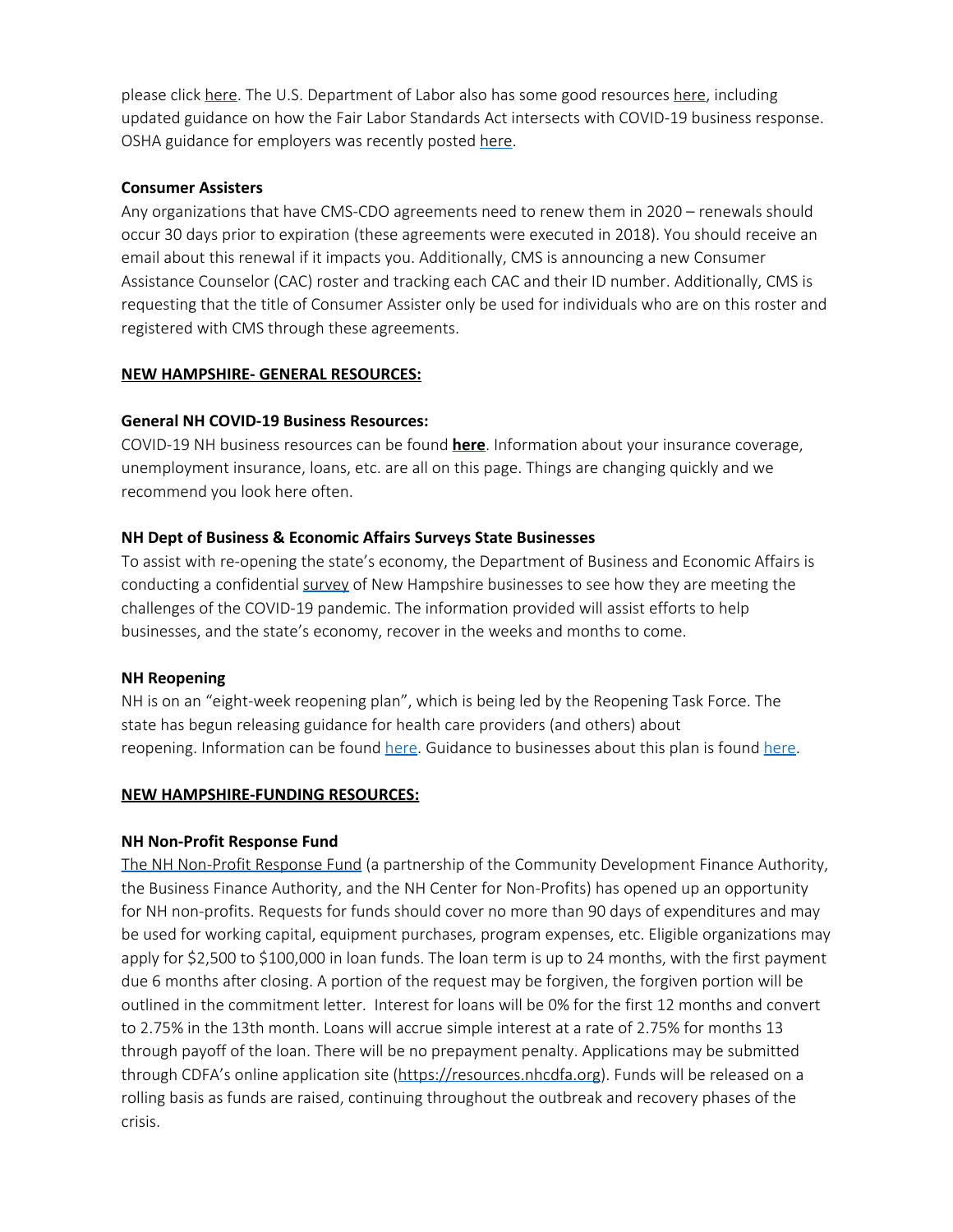please click here. The U.S. Department of Labor also has some good resources here, including updated guidance on how the Fair Labor Standards Act intersects with COVID-19 business response. OSHA guidance for employers was recently posted here.

**Consumer Assisters**

Any organizations that have CMS-CDO agreements need to renew them in 2020 – renewals should occur 30 days prior to expiration (these agreements were executed in 2018). You should receive an email about this renewal if it impacts you. Additionally, CMS is announcing a new Consumer Assistance Counselor (CAC) roster and tracking each CAC and their ID number. Additionally, CMS is requesting that the title of Consumer Assister only be used for individuals who are on this roster and registered with CMS through these agreements.

## NEW HAMPSHIRE- GENERAL RESOURCES:

**General NH COVID-19 Business Resources:**

COVID-19 NH business resources can be found **here**. Information about your insurance coverage, unemployment insurance, loans, etc. are all on this page. Things are changing quickly and we recommend you look here often.

**NH Dept of Business & Economic Affairs Surveys State Businesses**

To assist with re-opening the state's economy, the Department of Business and Economic Affairs is conducting a confidential survey of New Hampshire businesses to see how they are meeting the challenges of the COVID-19 pandemic. The information provided will assist efforts to help businesses, and the state's economy, recover in the weeks and months to come.

**NH Reopening**

NH is on an "eight-week reopening plan", which is being led by the Reopening Task Force. The state has begun releasing guidance for health care providers (and others) about reopening. Information can be found here. Guidance to businesses about this plan is found here.

## NEW HAMPSHIRE-FUNDING RESOURCES:

**NH Non-Profit Response Fund**

The NH Non-Profit Response Fund (a partnership of the Community Development Finance Authority, the Business Finance Authority, and the NH Center for Non-Profits) has opened up an opportunity for NH non-profits. Requests for funds should cover no more than 90 days of expenditures and may be used for working capital, equipment purchases, program expenses, etc. Eligible organizations may apply for \$2,500 to \$100,000 in loan funds. The loan term is up to 24 months, with the first payment due 6 months after closing. A portion of the request may be forgiven, the forgiven portion will be outlined in the commitment letter. Interest for loans will be 0% for the first 12 months and convert to 2.75% in the 13th month. Loans will accrue simple interest at a rate of 2.75% for months 13 through payoff of the loan. There will be no prepayment penalty. Applications may be submitted through CDFA's online application site (https://resources.nhcdfa.org). Funds will be released on a rolling basis as funds are raised, continuing throughout the outbreak and recovery phases of the crisis.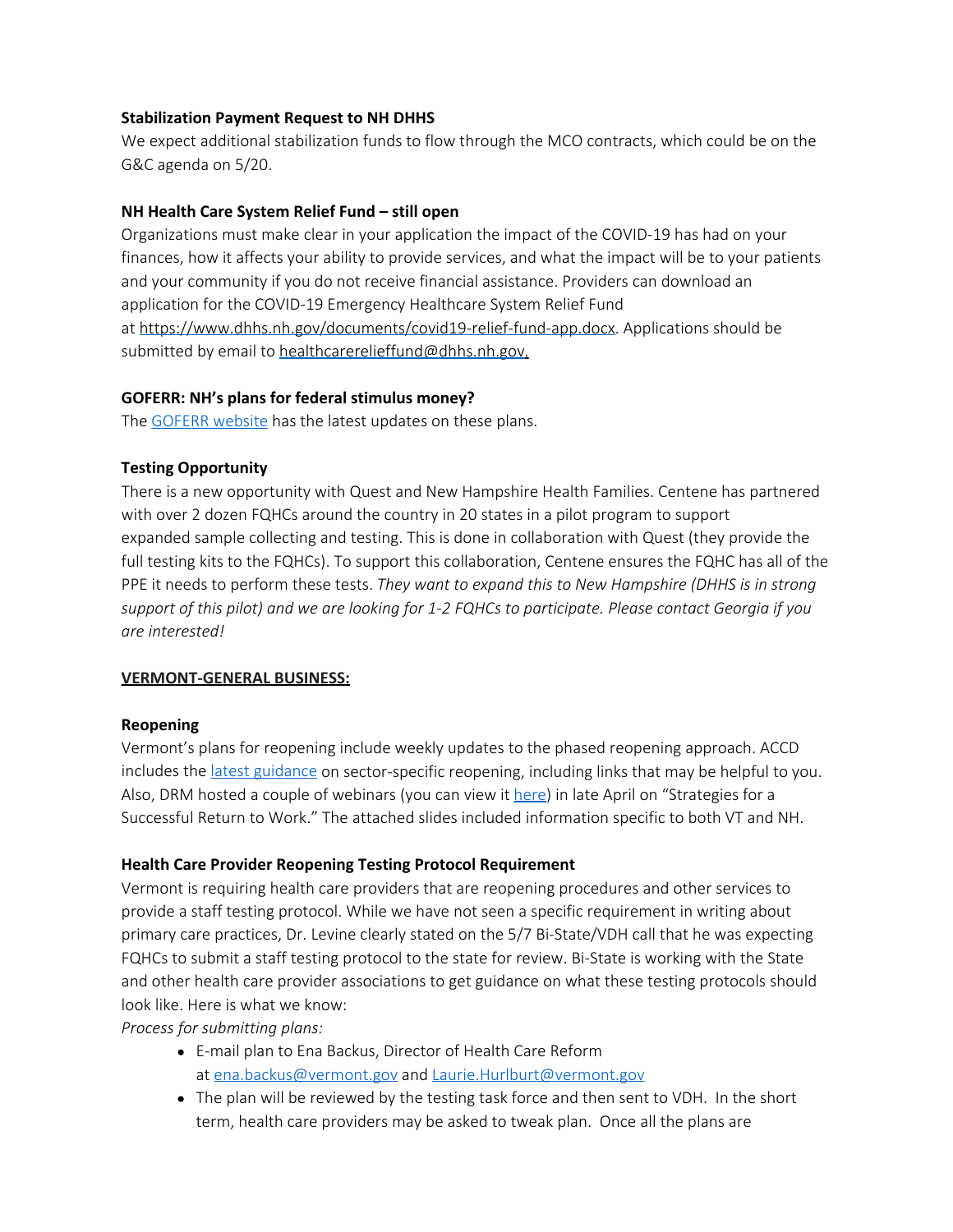**Stabilization Payment Request to NH DHHS**

We expect additional stabilization funds to flow through the MCO contracts, which could be on the G&C agenda on 5/20.

**NH Health Care System Relief Fund – still open**

Organizations must make clear in your application the impact of the COVID-19 has had on your finances, how it affects your ability to provide services, and what the impact will be to your patients and your community if you do not receive financial assistance. Providers can download an application for the COVID-19 Emergency Healthcare System Relief Fund at https://www.dhhs.nh.gov/documents/covid19-relief-fund-app.docx. Applications should be submitted by email to healthcarerelieffund@dhhs.nh.gov.

**GOFERR: NH's plans for federal stimulus money?**

The GOFERR website has the latest updates on these plans.

**Testing Opportunity**

There is a new opportunity with Quest and New Hampshire Health Families. Centene has partnered with over 2 dozen FQHCs around the country in 20 states in a pilot program to support expanded sample collecting and testing. This is done in collaboration with Quest (they provide the full testing kits to the FQHCs). To support this collaboration, Centene ensures the FQHC has all of the PPE it needs to perform these tests. *They want to expand this to New Hampshire (DHHS is in strong support of this pilot) and we are looking for 1-2 FQHCs to participate. Please contact Georgia if you are interested!*

**VERMONT-GENERAL BUSINESS:**

**Reopening**

Vermont's plans for reopening include weekly updates to the phased reopening approach. ACCD includes the latest guidance on sector-specific reopening, including links that may be helpful to you. Also, DRM hosted a couple of webinars (you can view it here) in late April on "Strategies for a Successful Return to Work." The attached slides included information specific to both VT and NH.

**Health Care Provider Reopening Testing Protocol Requirement**

Vermont is requiring health care providers that are reopening procedures and other services to provide a staff testing protocol. While we have not seen a specific requirement in writing about primary care practices, Dr. Levine clearly stated on the 5/7 Bi-State/VDH call that he was expecting FQHCs to submit a staff testing protocol to the state for review. Bi-State is working with the State and other health care provider associations to get guidance on what these testing protocols should look like. Here is what we know:

*Process for submitting plans:*

- E-mail plan to Ena Backus, Director of Health Care Reform at ena.backus@vermont.gov and Laurie.Hurlburt@vermont.gov
- The plan will be reviewed by the testing task force and then sent to VDH. In the short term, health care providers may be asked to tweak plan. Once all the plans are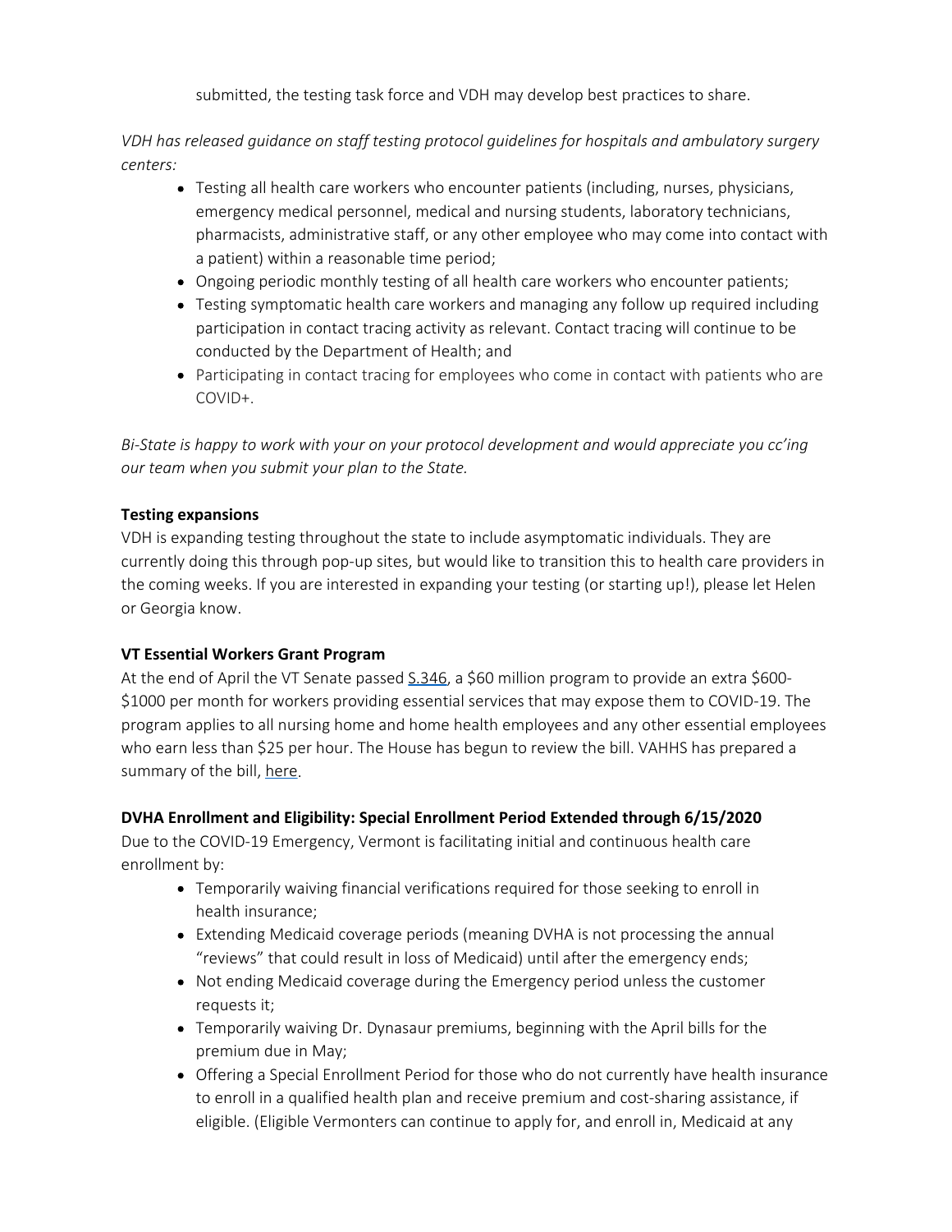submitted, the testing task force and VDH may develop best practices to share.

*VDH has released guidance on staff testing protocol guidelines for hospitals and ambulatory surgery centers:*

- Testing all health care workers who encounter patients (including, nurses, physicians, emergency medical personnel, medical and nursing students, laboratory technicians, pharmacists, administrative staff, or any other employee who may come into contact with a patient) within a reasonable time period;
- Ongoing periodic monthly testing of all health care workers who encounter patients;
- Testing symptomatic health care workers and managing any follow up required including participation in contact tracing activity as relevant. Contact tracing will continue to be conducted by the Department of Health; and
- Participating in contact tracing for employees who come in contact with patients who are COVID+.

*Bi-State is happy to work with your on your protocol development and would appreciate you cc'ing our team when you submit your plan to the State.*

**Testing expansions**

VDH is expanding testing throughout the state to include asymptomatic individuals. They are currently doing this through pop-up sites, but would like to transition this to health care providers in the coming weeks. If you are interested in expanding your testing (or starting up!), please let Helen or Georgia know.

**VT Essential Workers Grant Program**

At the end of April the VT Senate passed S.346, a $60 million program to provide an extra $600-$1000 per month for workers providing essential services that may expose them to COVID-19. The program applies to all nursing home and home health employees and any other essential employees who earn less than $25 per hour. The House has begun to review the bill. VAHHS has prepared a summary of the bill, here.

**DVHA Enrollment and Eligibility: Special Enrollment Period Extended through 6/15/2020**

Due to the COVID-19 Emergency, Vermont is facilitating initial and continuous health care enrollment by:

- Temporarily waiving financial verifications required for those seeking to enroll in health insurance;
- Extending Medicaid coverage periods (meaning DVHA is not processing the annual "reviews" that could result in loss of Medicaid) until after the emergency ends;
- Not ending Medicaid coverage during the Emergency period unless the customer requests it;
- Temporarily waiving Dr. Dynasaur premiums, beginning with the April bills for the premium due in May;
- Offering a Special Enrollment Period for those who do not currently have health insurance to enroll in a qualified health plan and receive premium and cost-sharing assistance, if eligible. (Eligible Vermonters can continue to apply for, and enroll in, Medicaid at any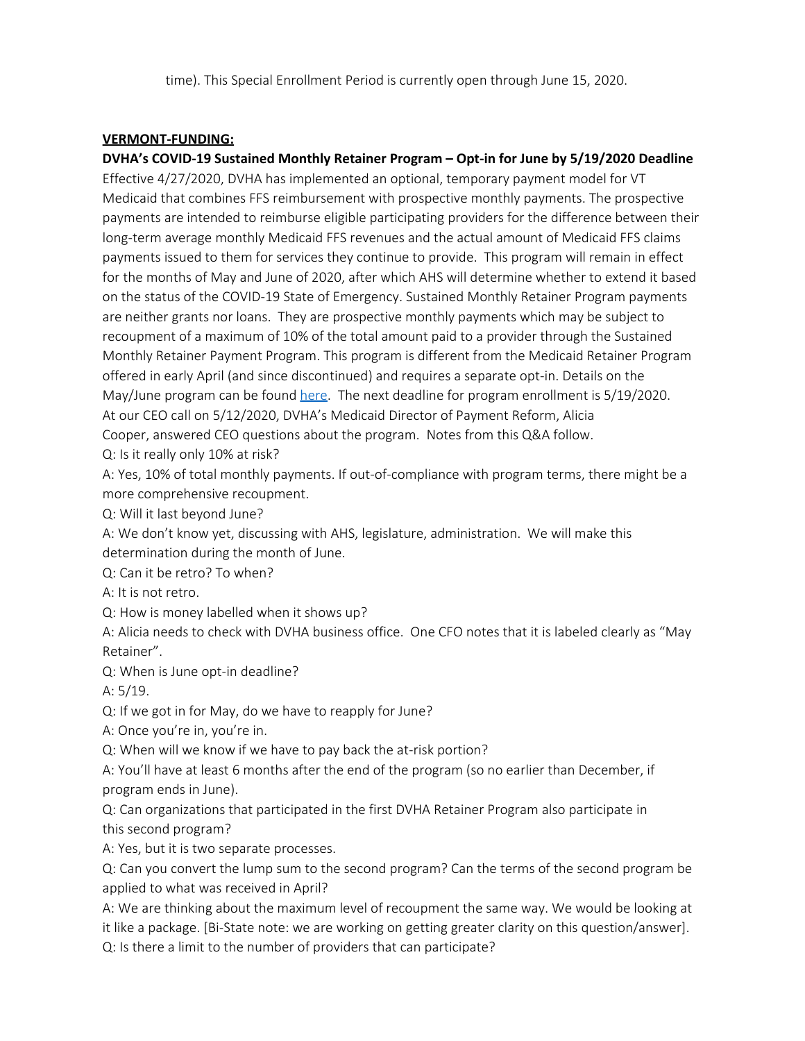time). This Special Enrollment Period is currently open through June 15, 2020.

**VERMONT-FUNDING:**

**DVHA's COVID-19 Sustained Monthly Retainer Program – Opt-in for June by 5/19/2020 Deadline**

Effective 4/27/2020, DVHA has implemented an optional, temporary payment model for VT Medicaid that combines FFS reimbursement with prospective monthly payments. The prospective payments are intended to reimburse eligible participating providers for the difference between their long-term average monthly Medicaid FFS revenues and the actual amount of Medicaid FFS claims payments issued to them for services they continue to provide. This program will remain in effect for the months of May and June of 2020, after which AHS will determine whether to extend it based on the status of the COVID-19 State of Emergency. Sustained Monthly Retainer Program payments are neither grants nor loans. They are prospective monthly payments which may be subject to recoupment of a maximum of 10% of the total amount paid to a provider through the Sustained Monthly Retainer Payment Program. This program is different from the Medicaid Retainer Program offered in early April (and since discontinued) and requires a separate opt-in. Details on the May/June program can be found here. The next deadline for program enrollment is 5/19/2020. At our CEO call on 5/12/2020, DVHA's Medicaid Director of Payment Reform, Alicia Cooper, answered CEO questions about the program. Notes from this Q&A follow.

Q: Is it really only 10% at risk?

A: Yes, 10% of total monthly payments. If out-of-compliance with program terms, there might be a more comprehensive recoupment.

Q: Will it last beyond June?

A: We don't know yet, discussing with AHS, legislature, administration. We will make this determination during the month of June.

Q: Can it be retro? To when?

A: It is not retro.

Q: How is money labelled when it shows up?

A: Alicia needs to check with DVHA business office. One CFO notes that it is labeled clearly as "May Retainer".

Q: When is June opt-in deadline?

A: 5/19.

Q: If we got in for May, do we have to reapply for June?

A: Once you're in, you're in.

Q: When will we know if we have to pay back the at-risk portion?

A: You'll have at least 6 months after the end of the program (so no earlier than December, if program ends in June).

Q: Can organizations that participated in the first DVHA Retainer Program also participate in this second program?

A: Yes, but it is two separate processes.

Q: Can you convert the lump sum to the second program? Can the terms of the second program be applied to what was received in April?

A: We are thinking about the maximum level of recoupment the same way. We would be looking at it like a package. [Bi-State note: we are working on getting greater clarity on this question/answer].

Q: Is there a limit to the number of providers that can participate?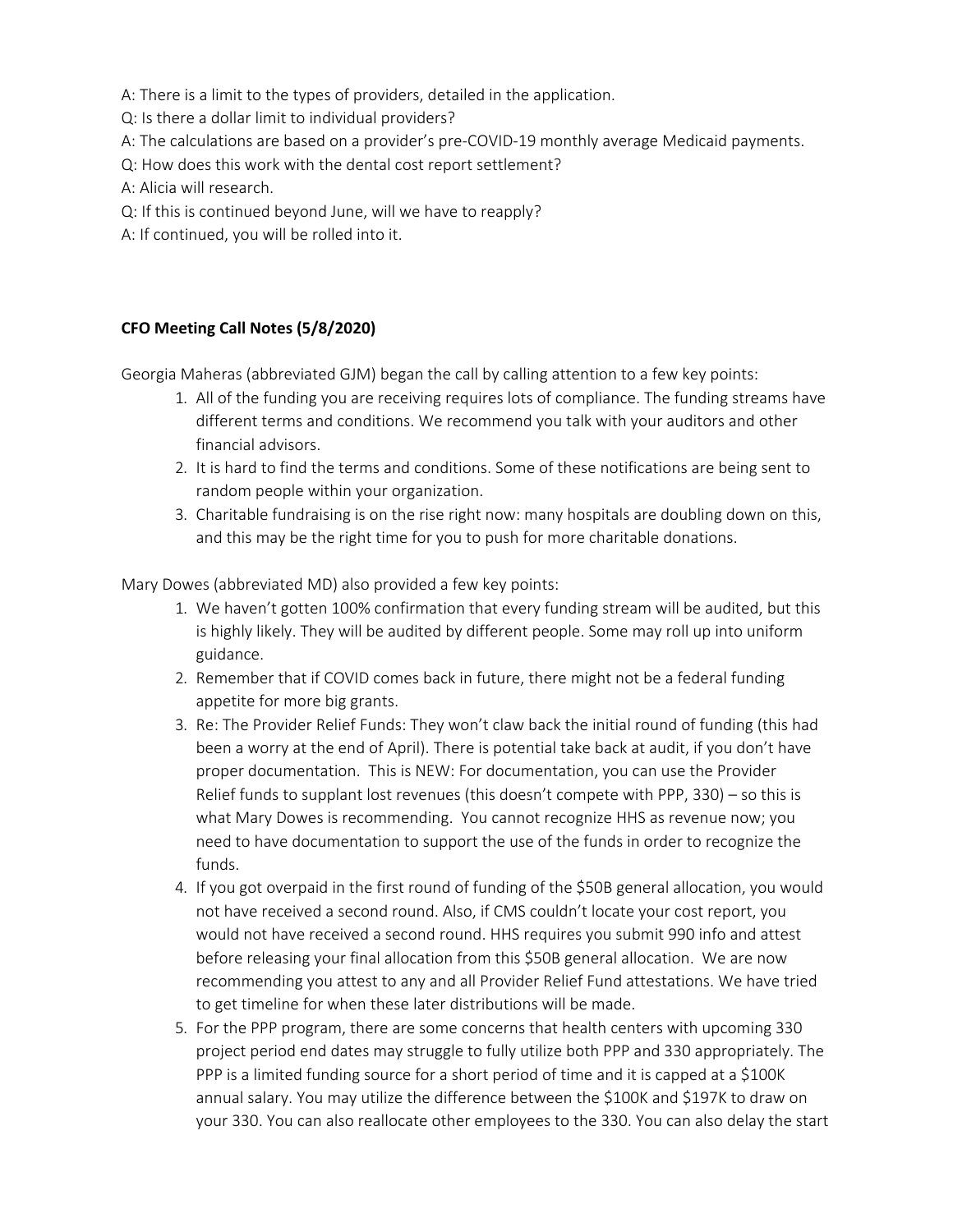A: There is a limit to the types of providers, detailed in the application.
Q: Is there a dollar limit to individual providers?
A: The calculations are based on a provider's pre-COVID-19 monthly average Medicaid payments.
Q: How does this work with the dental cost report settlement?
A: Alicia will research.
Q: If this is continued beyond June, will we have to reapply?
A: If continued, you will be rolled into it.

**CFO Meeting Call Notes (5/8/2020)**

Georgia Maheras (abbreviated GJM) began the call by calling attention to a few key points:

1. All of the funding you are receiving requires lots of compliance. The funding streams have different terms and conditions. We recommend you talk with your auditors and other financial advisors.
2. It is hard to find the terms and conditions. Some of these notifications are being sent to random people within your organization.
3. Charitable fundraising is on the rise right now: many hospitals are doubling down on this, and this may be the right time for you to push for more charitable donations.

Mary Dowes (abbreviated MD) also provided a few key points:

1. We haven't gotten 100% confirmation that every funding stream will be audited, but this is highly likely. They will be audited by different people. Some may roll up into uniform guidance.
2. Remember that if COVID comes back in future, there might not be a federal funding appetite for more big grants.
3. Re: The Provider Relief Funds: They won't claw back the initial round of funding (this had been a worry at the end of April). There is potential take back at audit, if you don't have proper documentation. This is NEW: For documentation, you can use the Provider Relief funds to supplant lost revenues (this doesn't compete with PPP, 330) – so this is what Mary Dowes is recommending. You cannot recognize HHS as revenue now; you need to have documentation to support the use of the funds in order to recognize the funds.
4. If you got overpaid in the first round of funding of the $50B general allocation, you would not have received a second round. Also, if CMS couldn't locate your cost report, you would not have received a second round. HHS requires you submit 990 info and attest before releasing your final allocation from this $50B general allocation. We are now recommending you attest to any and all Provider Relief Fund attestations. We have tried to get timeline for when these later distributions will be made.
5. For the PPP program, there are some concerns that health centers with upcoming 330 project period end dates may struggle to fully utilize both PPP and 330 appropriately. The PPP is a limited funding source for a short period of time and it is capped at a $100K annual salary. You may utilize the difference between the $100K and $197K to draw on your 330. You can also reallocate other employees to the 330. You can also delay the start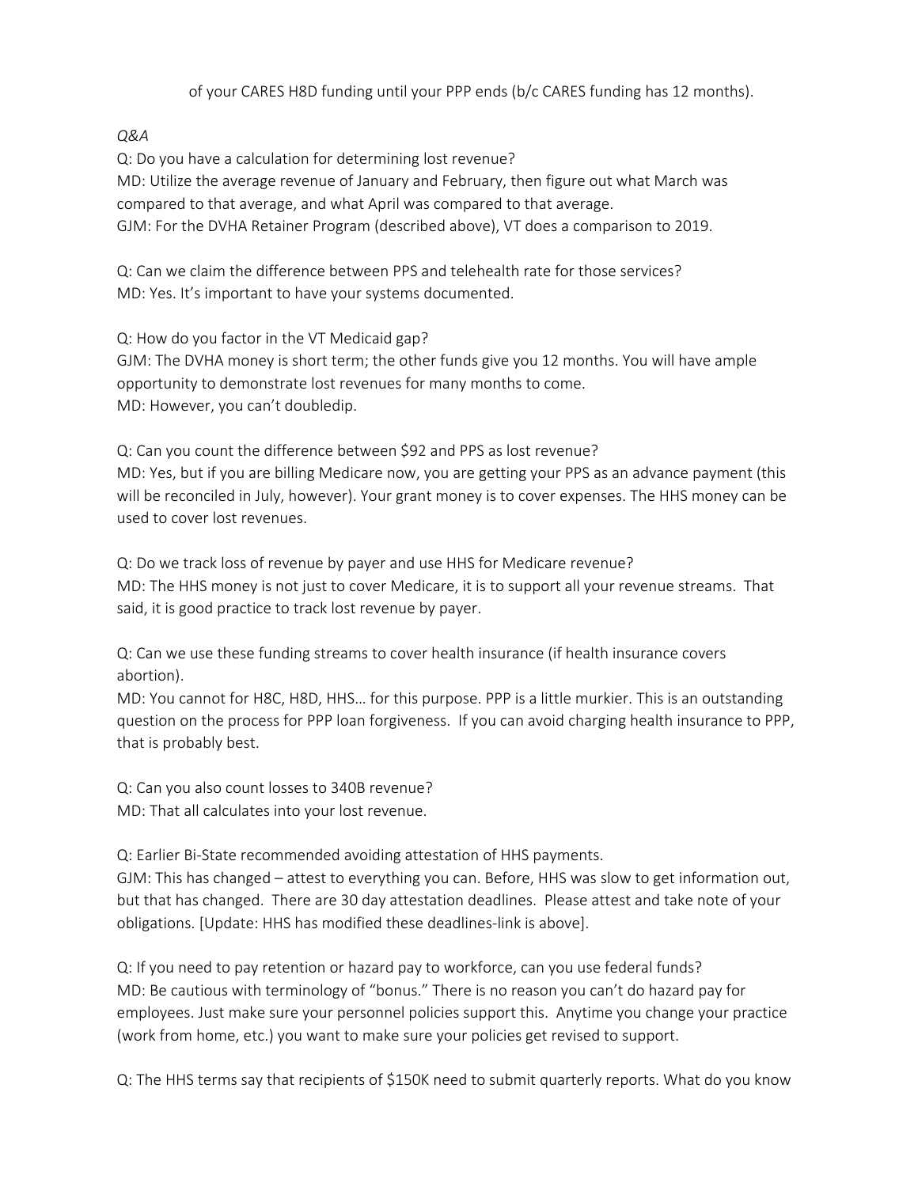of your CARES H8D funding until your PPP ends (b/c CARES funding has 12 months).

*Q&A*

Q: Do you have a calculation for determining lost revenue?
MD: Utilize the average revenue of January and February, then figure out what March was compared to that average, and what April was compared to that average.
GJM: For the DVHA Retainer Program (described above), VT does a comparison to 2019.

Q: Can we claim the difference between PPS and telehealth rate for those services?
MD: Yes. It's important to have your systems documented.

Q: How do you factor in the VT Medicaid gap?
GJM: The DVHA money is short term; the other funds give you 12 months. You will have ample opportunity to demonstrate lost revenues for many months to come.
MD: However, you can't doubledip.

Q: Can you count the difference between $92 and PPS as lost revenue?
MD: Yes, but if you are billing Medicare now, you are getting your PPS as an advance payment (this will be reconciled in July, however). Your grant money is to cover expenses. The HHS money can be used to cover lost revenues.

Q: Do we track loss of revenue by payer and use HHS for Medicare revenue?
MD: The HHS money is not just to cover Medicare, it is to support all your revenue streams. That said, it is good practice to track lost revenue by payer.

Q: Can we use these funding streams to cover health insurance (if health insurance covers abortion).
MD: You cannot for H8C, H8D, HHS… for this purpose. PPP is a little murkier. This is an outstanding question on the process for PPP loan forgiveness. If you can avoid charging health insurance to PPP, that is probably best.

Q: Can you also count losses to 340B revenue?
MD: That all calculates into your lost revenue.

Q: Earlier Bi-State recommended avoiding attestation of HHS payments.
GJM: This has changed – attest to everything you can. Before, HHS was slow to get information out, but that has changed. There are 30 day attestation deadlines. Please attest and take note of your obligations. [Update: HHS has modified these deadlines-link is above].

Q: If you need to pay retention or hazard pay to workforce, can you use federal funds?
MD: Be cautious with terminology of "bonus." There is no reason you can't do hazard pay for employees. Just make sure your personnel policies support this. Anytime you change your practice (work from home, etc.) you want to make sure your policies get revised to support.

Q: The HHS terms say that recipients of $150K need to submit quarterly reports. What do you know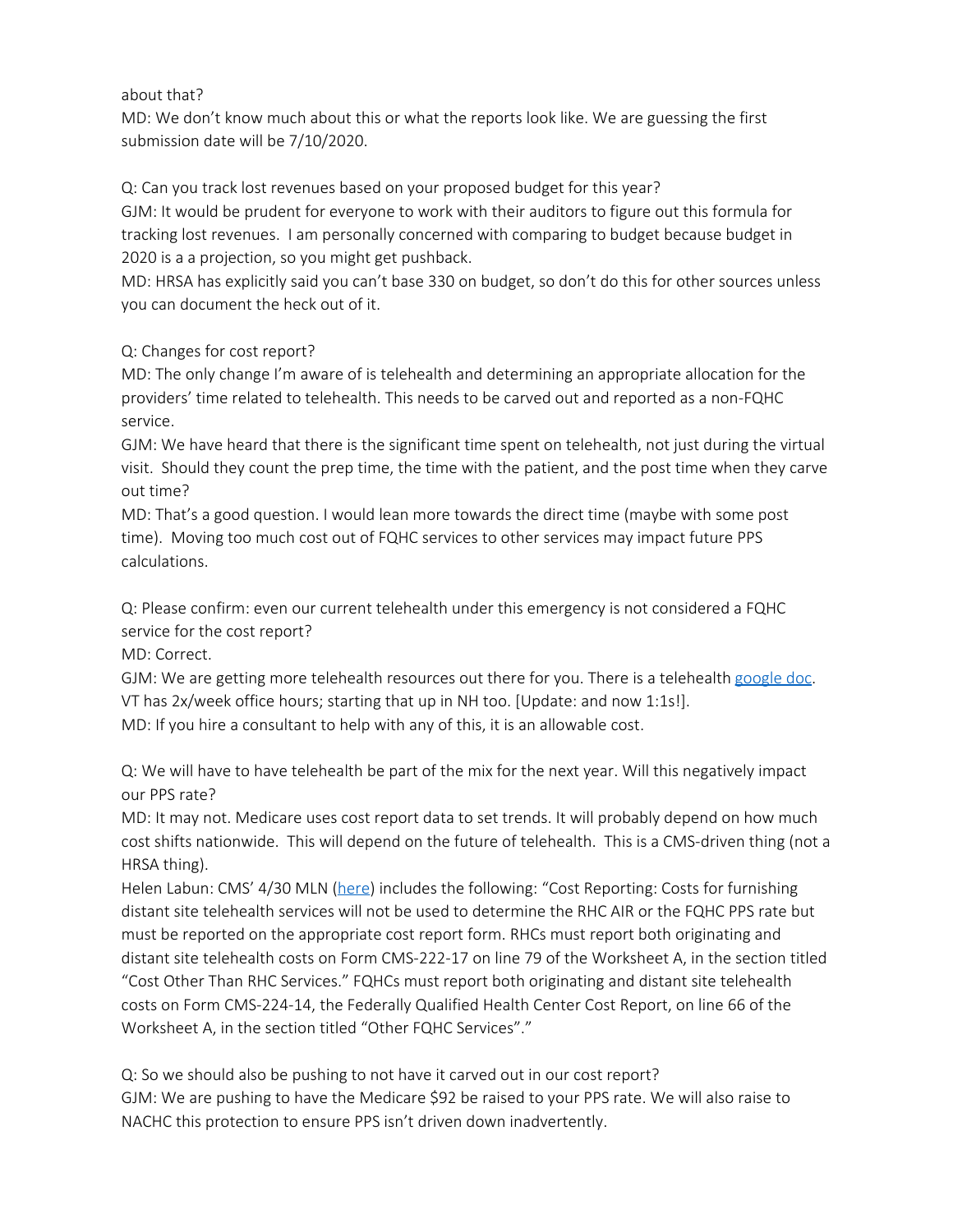about that?

MD: We don't know much about this or what the reports look like. We are guessing the first submission date will be 7/10/2020.

Q: Can you track lost revenues based on your proposed budget for this year?

GJM: It would be prudent for everyone to work with their auditors to figure out this formula for tracking lost revenues. I am personally concerned with comparing to budget because budget in 2020 is a a projection, so you might get pushback.

MD: HRSA has explicitly said you can't base 330 on budget, so don't do this for other sources unless you can document the heck out of it.

Q: Changes for cost report?

MD: The only change I'm aware of is telehealth and determining an appropriate allocation for the providers' time related to telehealth. This needs to be carved out and reported as a non-FQHC service.

GJM: We have heard that there is the significant time spent on telehealth, not just during the virtual visit. Should they count the prep time, the time with the patient, and the post time when they carve out time?

MD: That's a good question. I would lean more towards the direct time (maybe with some post time). Moving too much cost out of FQHC services to other services may impact future PPS calculations.

Q: Please confirm: even our current telehealth under this emergency is not considered a FQHC service for the cost report?

MD: Correct.

GJM: We are getting more telehealth resources out there for you. There is a telehealth google doc. VT has 2x/week office hours; starting that up in NH too. [Update: and now 1:1s!].

MD: If you hire a consultant to help with any of this, it is an allowable cost.

Q: We will have to have telehealth be part of the mix for the next year. Will this negatively impact our PPS rate?

MD: It may not. Medicare uses cost report data to set trends. It will probably depend on how much cost shifts nationwide. This will depend on the future of telehealth. This is a CMS-driven thing (not a HRSA thing).

Helen Labun: CMS' 4/30 MLN (here) includes the following: "Cost Reporting: Costs for furnishing distant site telehealth services will not be used to determine the RHC AIR or the FQHC PPS rate but must be reported on the appropriate cost report form. RHCs must report both originating and distant site telehealth costs on Form CMS-222-17 on line 79 of the Worksheet A, in the section titled "Cost Other Than RHC Services." FQHCs must report both originating and distant site telehealth costs on Form CMS-224-14, the Federally Qualified Health Center Cost Report, on line 66 of the Worksheet A, in the section titled "Other FQHC Services"."

Q: So we should also be pushing to not have it carved out in our cost report?

GJM: We are pushing to have the Medicare $92 be raised to your PPS rate. We will also raise to NACHC this protection to ensure PPS isn't driven down inadvertently.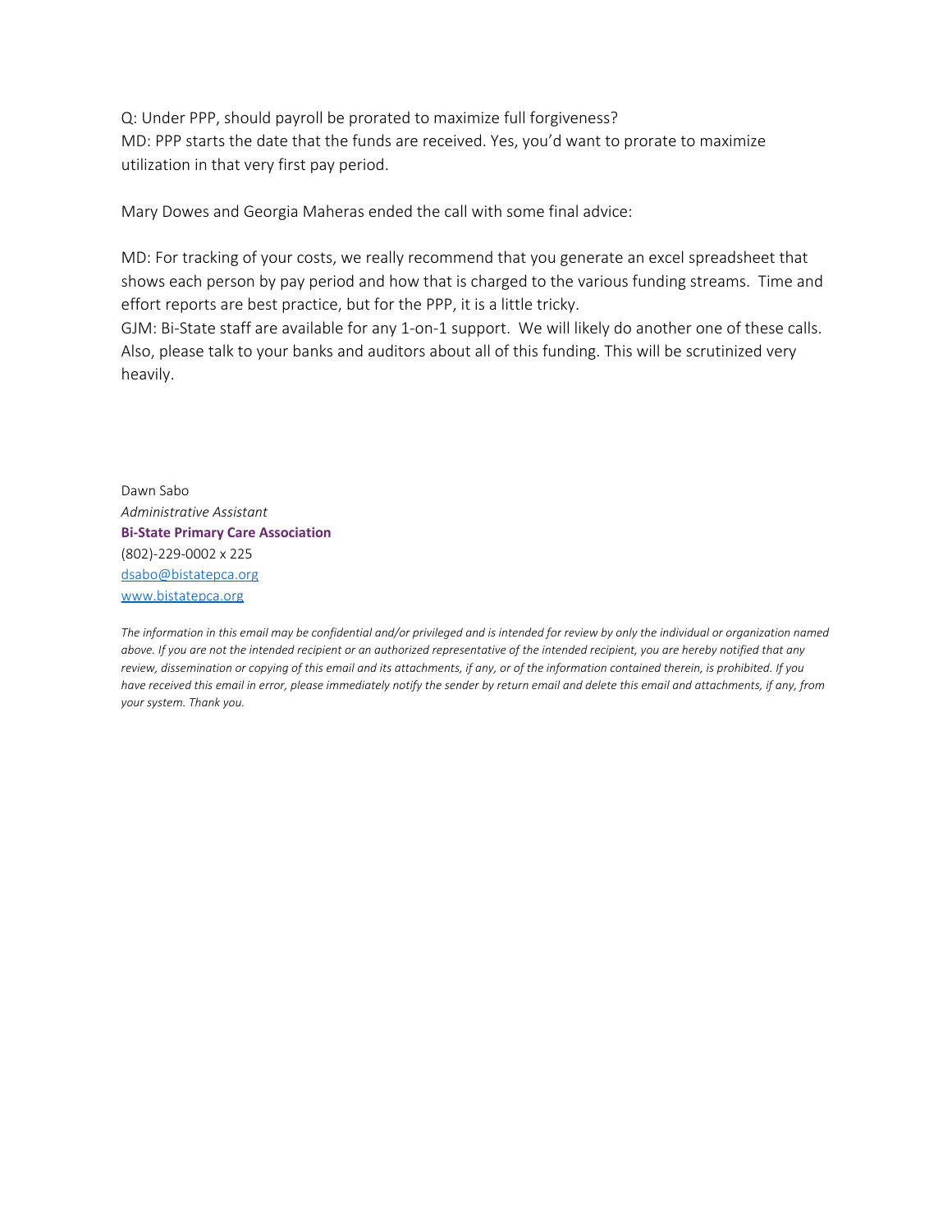Q: Under PPP, should payroll be prorated to maximize full forgiveness?
MD: PPP starts the date that the funds are received. Yes, you'd want to prorate to maximize utilization in that very first pay period.

Mary Dowes and Georgia Maheras ended the call with some final advice:

MD: For tracking of your costs, we really recommend that you generate an excel spreadsheet that shows each person by pay period and how that is charged to the various funding streams. Time and effort reports are best practice, but for the PPP, it is a little tricky.
GJM: Bi-State staff are available for any 1-on-1 support. We will likely do another one of these calls. Also, please talk to your banks and auditors about all of this funding. This will be scrutinized very heavily.

Dawn Sabo
*Administrative Assistant*
**Bi-State Primary Care Association**
(802)-229-0002 x 225
dsabo@bistatepca.org
www.bistatepca.org

*The information in this email may be confidential and/or privileged and is intended for review by only the individual or organization named above. If you are not the intended recipient or an authorized representative of the intended recipient, you are hereby notified that any review, dissemination or copying of this email and its attachments, if any, or of the information contained therein, is prohibited. If you have received this email in error, please immediately notify the sender by return email and delete this email and attachments, if any, from your system. Thank you.*